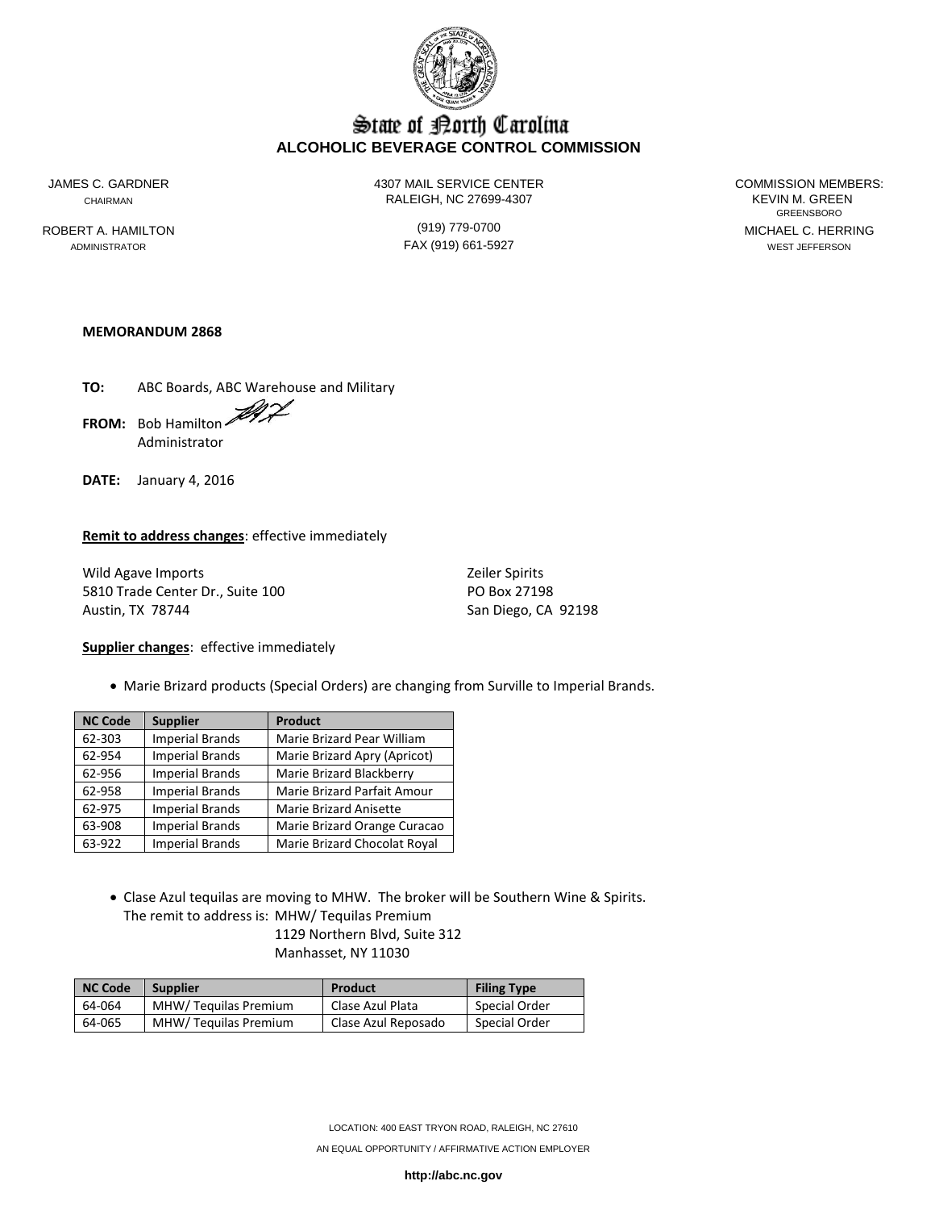# State of North Carolina
## ALCOHOLIC BEVERAGE CONTROL COMMISSION

JAMES C. GARDNER
CHAIRMAN

ROBERT A. HAMILTON
ADMINISTRATOR

4307 MAIL SERVICE CENTER
RALEIGH, NC 27699-4307

(919) 779-0700
FAX (919) 661-5927

COMMISSION MEMBERS:
KEVIN M. GREEN
GREENSBORO
MICHAEL C. HERRING
WEST JEFFERSON

**MEMORANDUM 2868**

**TO:** ABC Boards, ABC Warehouse and Military

**FROM:** Bob Hamilton
Administrator

**DATE:** January 4, 2016

**Remit to address changes**: effective immediately

Wild Agave Imports
5810 Trade Center Dr., Suite 100
Austin, TX 78744

Zeiler Spirits
PO Box 27198
San Diego, CA 92198

**Supplier changes**: effective immediately

- Marie Brizard products (Special Orders) are changing from Surville to Imperial Brands.

| NC Code | Supplier | Product |
|---|---|---|
| 62-303 | Imperial Brands | Marie Brizard Pear William |
| 62-954 | Imperial Brands | Marie Brizard Apry (Apricot) |
| 62-956 | Imperial Brands | Marie Brizard Blackberry |
| 62-958 | Imperial Brands | Marie Brizard Parfait Amour |
| 62-975 | Imperial Brands | Marie Brizard Anisette |
| 63-908 | Imperial Brands | Marie Brizard Orange Curacao |
| 63-922 | Imperial Brands | Marie Brizard Chocolat Royal |

- Clase Azul tequilas are moving to MHW. The broker will be Southern Wine & Spirits.
  The remit to address is: MHW/ Tequilas Premium
  1129 Northern Blvd, Suite 312
  Manhasset, NY 11030

| NC Code | Supplier | Product | Filing Type |
|---|---|---|---|
| 64-064 | MHW/ Tequilas Premium | Clase Azul Plata | Special Order |
| 64-065 | MHW/ Tequilas Premium | Clase Azul Reposado | Special Order |

LOCATION: 400 EAST TRYON ROAD, RALEIGH, NC 27610
AN EQUAL OPPORTUNITY / AFFIRMATIVE ACTION EMPLOYER
**http://abc.nc.gov**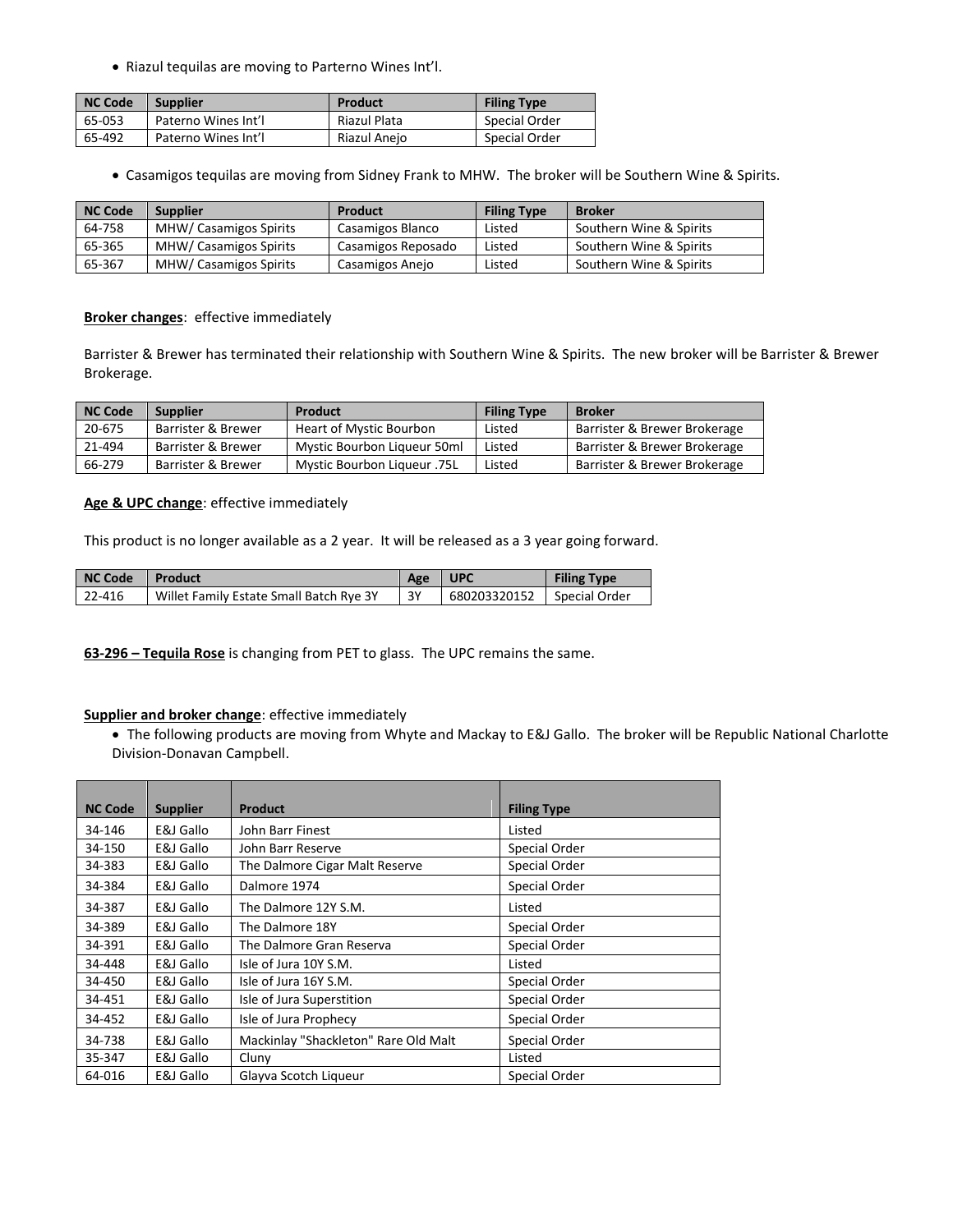- Riazul tequilas are moving to Parterno Wines Int'l.

| NC Code | Supplier | Product | Filing Type |
|---|---|---|---|
| 65-053 | Paterno Wines Int'l | Riazul Plata | Special Order |
| 65-492 | Paterno Wines Int'l | Riazul Anejo | Special Order |

- Casamigos tequilas are moving from Sidney Frank to MHW. The broker will be Southern Wine & Spirits.

| NC Code | Supplier | Product | Filing Type | Broker |
|---|---|---|---|---|
| 64-758 | MHW/ Casamigos Spirits | Casamigos Blanco | Listed | Southern Wine & Spirits |
| 65-365 | MHW/ Casamigos Spirits | Casamigos Reposado | Listed | Southern Wine & Spirits |
| 65-367 | MHW/ Casamigos Spirits | Casamigos Anejo | Listed | Southern Wine & Spirits |

**Broker changes**: effective immediately

Barrister & Brewer has terminated their relationship with Southern Wine & Spirits. The new broker will be Barrister & Brewer Brokerage.

| NC Code | Supplier | Product | Filing Type | Broker |
|---|---|---|---|---|
| 20-675 | Barrister & Brewer | Heart of Mystic Bourbon | Listed | Barrister & Brewer Brokerage |
| 21-494 | Barrister & Brewer | Mystic Bourbon Liqueur 50ml | Listed | Barrister & Brewer Brokerage |
| 66-279 | Barrister & Brewer | Mystic Bourbon Liqueur .75L | Listed | Barrister & Brewer Brokerage |

**Age & UPC change**: effective immediately

This product is no longer available as a 2 year. It will be released as a 3 year going forward.

| NC Code | Product | Age | UPC | Filing Type |
|---|---|---|---|---|
| 22-416 | Willet Family Estate Small Batch Rye 3Y | 3Y | 680203320152 | Special Order |

**63-296 – Tequila Rose** is changing from PET to glass. The UPC remains the same.

**Supplier and broker change**: effective immediately

- The following products are moving from Whyte and Mackay to E&J Gallo. The broker will be Republic National Charlotte Division-Donavan Campbell.

| NC Code | Supplier | Product | Filing Type |
|---|---|---|---|
| 34-146 | E&J Gallo | John Barr Finest | Listed |
| 34-150 | E&J Gallo | John Barr Reserve | Special Order |
| 34-383 | E&J Gallo | The Dalmore Cigar Malt Reserve | Special Order |
| 34-384 | E&J Gallo | Dalmore 1974 | Special Order |
| 34-387 | E&J Gallo | The Dalmore 12Y S.M. | Listed |
| 34-389 | E&J Gallo | The Dalmore 18Y | Special Order |
| 34-391 | E&J Gallo | The Dalmore Gran Reserva | Special Order |
| 34-448 | E&J Gallo | Isle of Jura 10Y S.M. | Listed |
| 34-450 | E&J Gallo | Isle of Jura 16Y S.M. | Special Order |
| 34-451 | E&J Gallo | Isle of Jura Superstition | Special Order |
| 34-452 | E&J Gallo | Isle of Jura Prophecy | Special Order |
| 34-738 | E&J Gallo | Mackinlay "Shackleton" Rare Old Malt | Special Order |
| 35-347 | E&J Gallo | Cluny | Listed |
| 64-016 | E&J Gallo | Glayva Scotch Liqueur | Special Order |